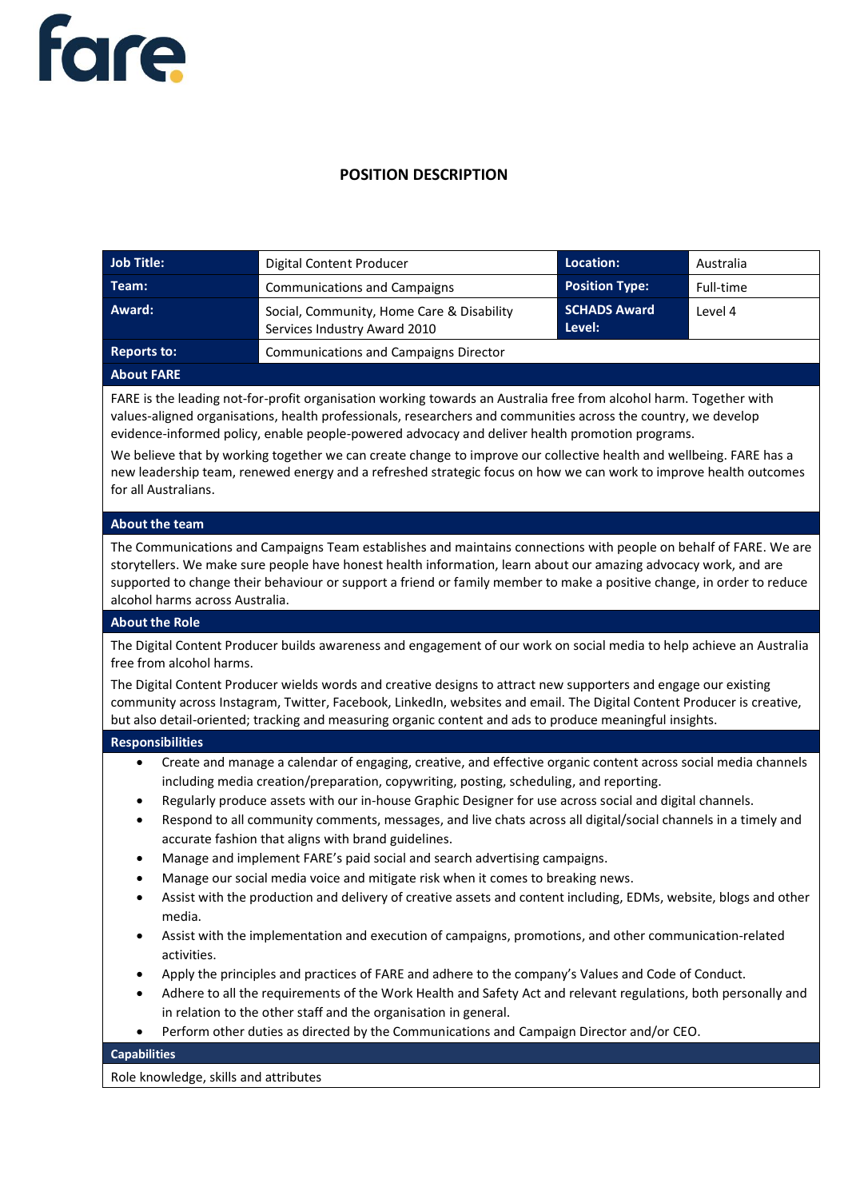fare

# POSITION DESCRIPTION

| Job Title: | Digital Content Producer | Location: | Australia |
|---|---|---|---|
| Team: | Communications and Campaigns | Position Type: | Full-time |
| Award: | Social, Community, Home Care & Disability Services Industry Award 2010 | SCHADS Award Level: | Level 4 |
| Reports to: | Communications and Campaigns Director | | |

## About FARE

FARE is the leading not-for-profit organisation working towards an Australia free from alcohol harm. Together with values-aligned organisations, health professionals, researchers and communities across the country, we develop evidence-informed policy, enable people-powered advocacy and deliver health promotion programs.

We believe that by working together we can create change to improve our collective health and wellbeing. FARE has a new leadership team, renewed energy and a refreshed strategic focus on how we can work to improve health outcomes for all Australians.

## About the team

The Communications and Campaigns Team establishes and maintains connections with people on behalf of FARE. We are storytellers. We make sure people have honest health information, learn about our amazing advocacy work, and are supported to change their behaviour or support a friend or family member to make a positive change, in order to reduce alcohol harms across Australia.

## About the Role

The Digital Content Producer builds awareness and engagement of our work on social media to help achieve an Australia free from alcohol harms.

The Digital Content Producer wields words and creative designs to attract new supporters and engage our existing community across Instagram, Twitter, Facebook, LinkedIn, websites and email. The Digital Content Producer is creative, but also detail-oriented; tracking and measuring organic content and ads to produce meaningful insights.

## Responsibilities

- Create and manage a calendar of engaging, creative, and effective organic content across social media channels including media creation/preparation, copywriting, posting, scheduling, and reporting.
- Regularly produce assets with our in-house Graphic Designer for use across social and digital channels.
- Respond to all community comments, messages, and live chats across all digital/social channels in a timely and accurate fashion that aligns with brand guidelines.
- Manage and implement FARE's paid social and search advertising campaigns.
- Manage our social media voice and mitigate risk when it comes to breaking news.
- Assist with the production and delivery of creative assets and content including, EDMs, website, blogs and other media.
- Assist with the implementation and execution of campaigns, promotions, and other communication-related activities.
- Apply the principles and practices of FARE and adhere to the company's Values and Code of Conduct.
- Adhere to all the requirements of the Work Health and Safety Act and relevant regulations, both personally and in relation to the other staff and the organisation in general.
- Perform other duties as directed by the Communications and Campaign Director and/or CEO.

## Capabilities

Role knowledge, skills and attributes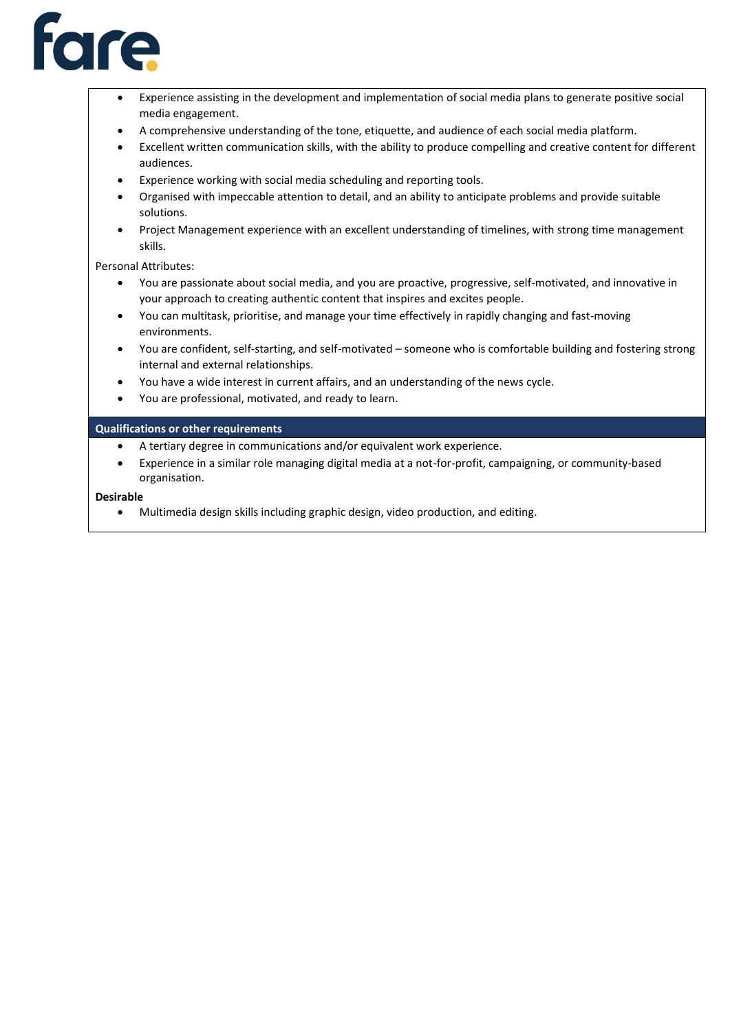- Experience assisting in the development and implementation of social media plans to generate positive social media engagement.
- A comprehensive understanding of the tone, etiquette, and audience of each social media platform.
- Excellent written communication skills, with the ability to produce compelling and creative content for different audiences.
- Experience working with social media scheduling and reporting tools.
- Organised with impeccable attention to detail, and an ability to anticipate problems and provide suitable solutions.
- Project Management experience with an excellent understanding of timelines, with strong time management skills.

Personal Attributes:

- You are passionate about social media, and you are proactive, progressive, self-motivated, and innovative in your approach to creating authentic content that inspires and excites people.
- You can multitask, prioritise, and manage your time effectively in rapidly changing and fast-moving environments.
- You are confident, self-starting, and self-motivated – someone who is comfortable building and fostering strong internal and external relationships.
- You have a wide interest in current affairs, and an understanding of the news cycle.
- You are professional, motivated, and ready to learn.

**Qualifications or other requirements**

- A tertiary degree in communications and/or equivalent work experience.
- Experience in a similar role managing digital media at a not-for-profit, campaigning, or community-based organisation.

**Desirable**

- Multimedia design skills including graphic design, video production, and editing.